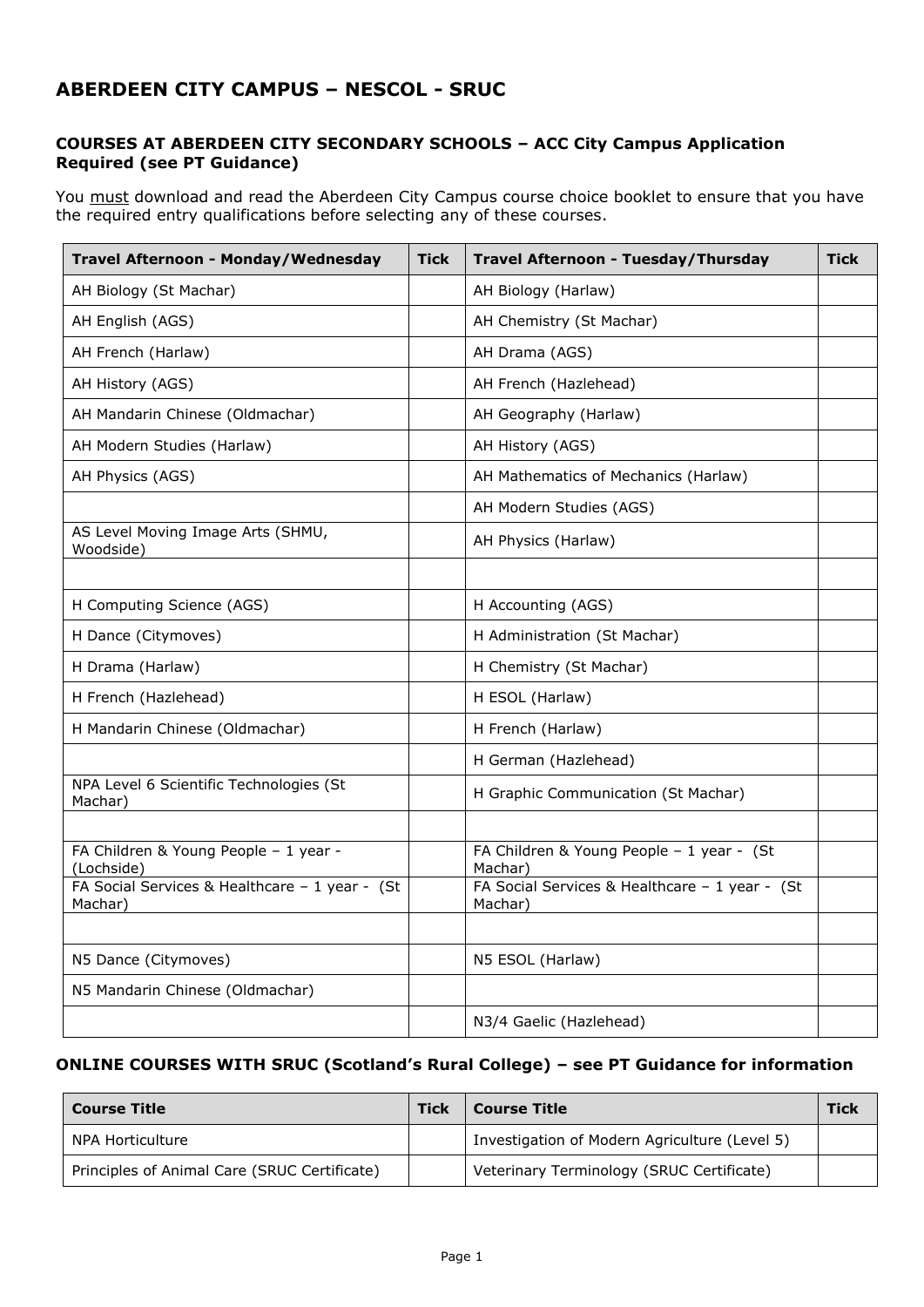# ABERDEEN CITY CAMPUS – NESCOL - SRUC

### COURSES AT ABERDEEN CITY SECONDARY SCHOOLS – ACC City Campus Application Required (see PT Guidance)

You must download and read the Aberdeen City Campus course choice booklet to ensure that you have the required entry qualifications before selecting any of these courses.

| Travel Afternoon - Monday/Wednesday | Tick | Travel Afternoon - Tuesday/Thursday | Tick |
|---|---|---|---|
| AH Biology (St Machar) | | AH Biology (Harlaw) | |
| AH English (AGS) | | AH Chemistry (St Machar) | |
| AH French (Harlaw) | | AH Drama (AGS) | |
| AH History (AGS) | | AH French (Hazlehead) | |
| AH Mandarin Chinese (Oldmachar) | | AH Geography (Harlaw) | |
| AH Modern Studies (Harlaw) | | AH History (AGS) | |
| AH Physics (AGS) | | AH Mathematics of Mechanics (Harlaw) | |
| | | AH Modern Studies (AGS) | |
| AS Level Moving Image Arts (SHMU, Woodside) | | AH Physics (Harlaw) | |
| | | | |
| H Computing Science (AGS) | | H Accounting (AGS) | |
| H Dance (Citymoves) | | H Administration (St Machar) | |
| H Drama (Harlaw) | | H Chemistry (St Machar) | |
| H French (Hazlehead) | | H ESOL (Harlaw) | |
| H Mandarin Chinese (Oldmachar) | | H French (Harlaw) | |
| | | H German (Hazlehead) | |
| NPA Level 6 Scientific Technologies (St Machar) | | H Graphic Communication (St Machar) | |
| | | | |
| FA Children & Young People – 1 year - (Lochside) | | FA Children & Young People – 1 year - (St Machar) | |
| FA Social Services & Healthcare – 1 year - (St Machar) | | FA Social Services & Healthcare – 1 year - (St Machar) | |
| | | | |
| N5 Dance (Citymoves) | | N5 ESOL (Harlaw) | |
| N5 Mandarin Chinese (Oldmachar) | | | |
| | | N3/4 Gaelic (Hazlehead) | |

### ONLINE COURSES WITH SRUC (Scotland's Rural College) – see PT Guidance for information

| Course Title | Tick | Course Title | Tick |
|---|---|---|---|
| NPA Horticulture | | Investigation of Modern Agriculture (Level 5) | |
| Principles of Animal Care (SRUC Certificate) | | Veterinary Terminology (SRUC Certificate) | |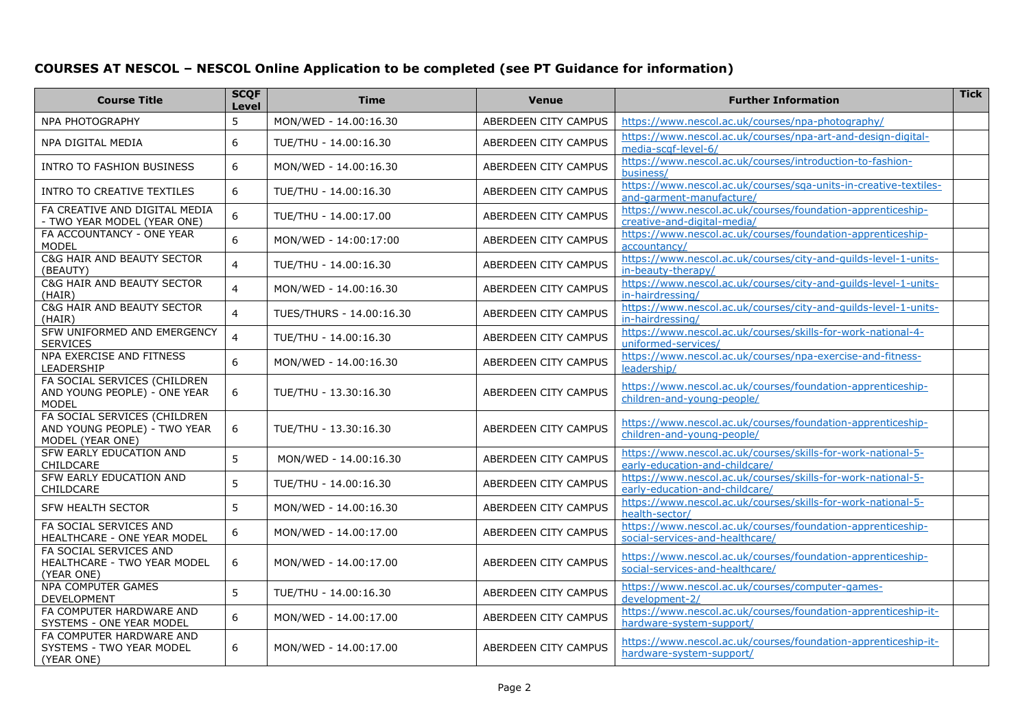## COURSES AT NESCOL – NESCOL Online Application to be completed (see PT Guidance for information)

| Course Title | SCQF Level | Time | Venue | Further Information | Tick |
|---|---|---|---|---|---|
| NPA PHOTOGRAPHY | 5 | MON/WED - 14.00:16.30 | ABERDEEN CITY CAMPUS | https://www.nescol.ac.uk/courses/npa-photography/ | |
| NPA DIGITAL MEDIA | 6 | TUE/THU - 14.00:16.30 | ABERDEEN CITY CAMPUS | https://www.nescol.ac.uk/courses/npa-art-and-design-digital-media-scqf-level-6/ | |
| INTRO TO FASHION BUSINESS | 6 | MON/WED - 14.00:16.30 | ABERDEEN CITY CAMPUS | https://www.nescol.ac.uk/courses/introduction-to-fashion-business/ | |
| INTRO TO CREATIVE TEXTILES | 6 | TUE/THU - 14.00:16.30 | ABERDEEN CITY CAMPUS | https://www.nescol.ac.uk/courses/sqa-units-in-creative-textiles-and-garment-manufacture/ | |
| FA CREATIVE AND DIGITAL MEDIA - TWO YEAR MODEL (YEAR ONE) | 6 | TUE/THU - 14.00:17.00 | ABERDEEN CITY CAMPUS | https://www.nescol.ac.uk/courses/foundation-apprenticeship-creative-and-digital-media/ | |
| FA ACCOUNTANCY - ONE YEAR MODEL | 6 | MON/WED - 14:00:17:00 | ABERDEEN CITY CAMPUS | https://www.nescol.ac.uk/courses/foundation-apprenticeship-accountancy/ | |
| C&G HAIR AND BEAUTY SECTOR (BEAUTY) | 4 | TUE/THU - 14.00:16.30 | ABERDEEN CITY CAMPUS | https://www.nescol.ac.uk/courses/city-and-guilds-level-1-units-in-beauty-therapy/ | |
| C&G HAIR AND BEAUTY SECTOR (HAIR) | 4 | MON/WED - 14.00:16.30 | ABERDEEN CITY CAMPUS | https://www.nescol.ac.uk/courses/city-and-guilds-level-1-units-in-hairdressing/ | |
| C&G HAIR AND BEAUTY SECTOR (HAIR) | 4 | TUES/THURS - 14.00:16.30 | ABERDEEN CITY CAMPUS | https://www.nescol.ac.uk/courses/city-and-guilds-level-1-units-in-hairdressing/ | |
| SFW UNIFORMED AND EMERGENCY SERVICES | 4 | TUE/THU - 14.00:16.30 | ABERDEEN CITY CAMPUS | https://www.nescol.ac.uk/courses/skills-for-work-national-4-uniformed-services/ | |
| NPA EXERCISE AND FITNESS LEADERSHIP | 6 | MON/WED - 14.00:16.30 | ABERDEEN CITY CAMPUS | https://www.nescol.ac.uk/courses/npa-exercise-and-fitness-leadership/ | |
| FA SOCIAL SERVICES (CHILDREN AND YOUNG PEOPLE) - ONE YEAR MODEL | 6 | TUE/THU - 13.30:16.30 | ABERDEEN CITY CAMPUS | https://www.nescol.ac.uk/courses/foundation-apprenticeship-children-and-young-people/ | |
| FA SOCIAL SERVICES (CHILDREN AND YOUNG PEOPLE) - TWO YEAR MODEL (YEAR ONE) | 6 | TUE/THU - 13.30:16.30 | ABERDEEN CITY CAMPUS | https://www.nescol.ac.uk/courses/foundation-apprenticeship-children-and-young-people/ | |
| SFW EARLY EDUCATION AND CHILDCARE | 5 | MON/WED - 14.00:16.30 | ABERDEEN CITY CAMPUS | https://www.nescol.ac.uk/courses/skills-for-work-national-5-early-education-and-childcare/ | |
| SFW EARLY EDUCATION AND CHILDCARE | 5 | TUE/THU - 14.00:16.30 | ABERDEEN CITY CAMPUS | https://www.nescol.ac.uk/courses/skills-for-work-national-5-early-education-and-childcare/ | |
| SFW HEALTH SECTOR | 5 | MON/WED - 14.00:16.30 | ABERDEEN CITY CAMPUS | https://www.nescol.ac.uk/courses/skills-for-work-national-5-health-sector/ | |
| FA SOCIAL SERVICES AND HEALTHCARE - ONE YEAR MODEL | 6 | MON/WED - 14.00:17.00 | ABERDEEN CITY CAMPUS | https://www.nescol.ac.uk/courses/foundation-apprenticeship-social-services-and-healthcare/ | |
| FA SOCIAL SERVICES AND HEALTHCARE - TWO YEAR MODEL (YEAR ONE) | 6 | MON/WED - 14.00:17.00 | ABERDEEN CITY CAMPUS | https://www.nescol.ac.uk/courses/foundation-apprenticeship-social-services-and-healthcare/ | |
| NPA COMPUTER GAMES DEVELOPMENT | 5 | TUE/THU - 14.00:16.30 | ABERDEEN CITY CAMPUS | https://www.nescol.ac.uk/courses/computer-games-development-2/ | |
| FA COMPUTER HARDWARE AND SYSTEMS - ONE YEAR MODEL | 6 | MON/WED - 14.00:17.00 | ABERDEEN CITY CAMPUS | https://www.nescol.ac.uk/courses/foundation-apprenticeship-it-hardware-system-support/ | |
| FA COMPUTER HARDWARE AND SYSTEMS - TWO YEAR MODEL (YEAR ONE) | 6 | MON/WED - 14.00:17.00 | ABERDEEN CITY CAMPUS | https://www.nescol.ac.uk/courses/foundation-apprenticeship-it-hardware-system-support/ | |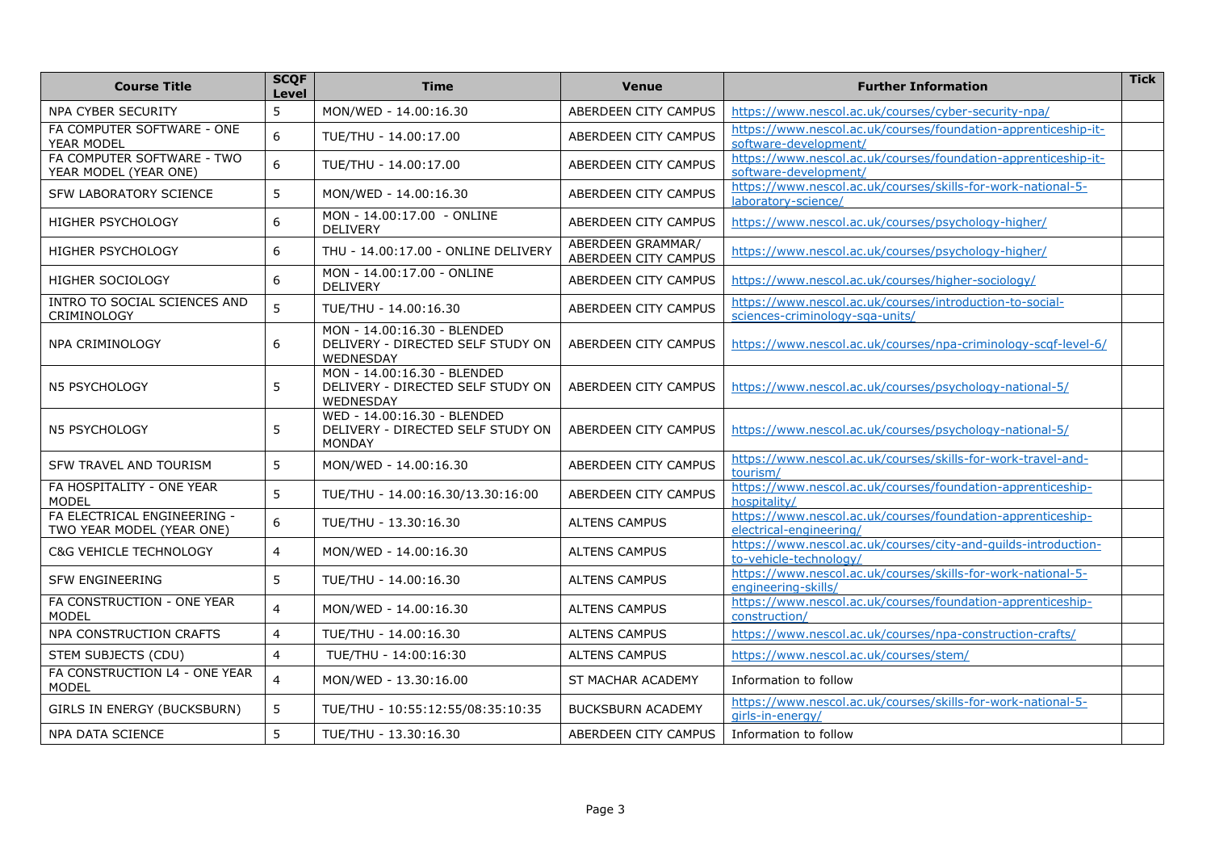| Course Title | SCQF Level | Time | Venue | Further Information | Tick |
|---|---|---|---|---|---|
| NPA CYBER SECURITY | 5 | MON/WED - 14.00:16.30 | ABERDEEN CITY CAMPUS | https://www.nescol.ac.uk/courses/cyber-security-npa/ | |
| FA COMPUTER SOFTWARE - ONE YEAR MODEL | 6 | TUE/THU - 14.00:17.00 | ABERDEEN CITY CAMPUS | https://www.nescol.ac.uk/courses/foundation-apprenticeship-it-software-development/ | |
| FA COMPUTER SOFTWARE - TWO YEAR MODEL (YEAR ONE) | 6 | TUE/THU - 14.00:17.00 | ABERDEEN CITY CAMPUS | https://www.nescol.ac.uk/courses/foundation-apprenticeship-it-software-development/ | |
| SFW LABORATORY SCIENCE | 5 | MON/WED - 14.00:16.30 | ABERDEEN CITY CAMPUS | https://www.nescol.ac.uk/courses/skills-for-work-national-5-laboratory-science/ | |
| HIGHER PSYCHOLOGY | 6 | MON - 14.00:17.00 - ONLINE DELIVERY | ABERDEEN CITY CAMPUS | https://www.nescol.ac.uk/courses/psychology-higher/ | |
| HIGHER PSYCHOLOGY | 6 | THU - 14.00:17.00 - ONLINE DELIVERY | ABERDEEN GRAMMAR/ ABERDEEN CITY CAMPUS | https://www.nescol.ac.uk/courses/psychology-higher/ | |
| HIGHER SOCIOLOGY | 6 | MON - 14.00:17.00 - ONLINE DELIVERY | ABERDEEN CITY CAMPUS | https://www.nescol.ac.uk/courses/higher-sociology/ | |
| INTRO TO SOCIAL SCIENCES AND CRIMINOLOGY | 5 | TUE/THU - 14.00:16.30 | ABERDEEN CITY CAMPUS | https://www.nescol.ac.uk/courses/introduction-to-social-sciences-criminology-sqa-units/ | |
| NPA CRIMINOLOGY | 6 | MON - 14.00:16.30 - BLENDED DELIVERY - DIRECTED SELF STUDY ON WEDNESDAY | ABERDEEN CITY CAMPUS | https://www.nescol.ac.uk/courses/npa-criminology-scqf-level-6/ | |
| N5 PSYCHOLOGY | 5 | MON - 14.00:16.30 - BLENDED DELIVERY - DIRECTED SELF STUDY ON WEDNESDAY | ABERDEEN CITY CAMPUS | https://www.nescol.ac.uk/courses/psychology-national-5/ | |
| N5 PSYCHOLOGY | 5 | WED - 14.00:16.30 - BLENDED DELIVERY - DIRECTED SELF STUDY ON MONDAY | ABERDEEN CITY CAMPUS | https://www.nescol.ac.uk/courses/psychology-national-5/ | |
| SFW TRAVEL AND TOURISM | 5 | MON/WED - 14.00:16.30 | ABERDEEN CITY CAMPUS | https://www.nescol.ac.uk/courses/skills-for-work-travel-and-tourism/ | |
| FA HOSPITALITY - ONE YEAR MODEL | 5 | TUE/THU - 14.00:16.30/13.30:16:00 | ABERDEEN CITY CAMPUS | https://www.nescol.ac.uk/courses/foundation-apprenticeship-hospitality/ | |
| FA ELECTRICAL ENGINEERING - TWO YEAR MODEL (YEAR ONE) | 6 | TUE/THU - 13.30:16.30 | ALTENS CAMPUS | https://www.nescol.ac.uk/courses/foundation-apprenticeship-electrical-engineering/ | |
| C&G VEHICLE TECHNOLOGY | 4 | MON/WED - 14.00:16.30 | ALTENS CAMPUS | https://www.nescol.ac.uk/courses/city-and-guilds-introduction-to-vehicle-technology/ | |
| SFW ENGINEERING | 5 | TUE/THU - 14.00:16.30 | ALTENS CAMPUS | https://www.nescol.ac.uk/courses/skills-for-work-national-5-engineering-skills/ | |
| FA CONSTRUCTION - ONE YEAR MODEL | 4 | MON/WED - 14.00:16.30 | ALTENS CAMPUS | https://www.nescol.ac.uk/courses/foundation-apprenticeship-construction/ | |
| NPA CONSTRUCTION CRAFTS | 4 | TUE/THU - 14.00:16.30 | ALTENS CAMPUS | https://www.nescol.ac.uk/courses/npa-construction-crafts/ | |
| STEM SUBJECTS (CDU) | 4 | TUE/THU - 14:00:16:30 | ALTENS CAMPUS | https://www.nescol.ac.uk/courses/stem/ | |
| FA CONSTRUCTION L4 - ONE YEAR MODEL | 4 | MON/WED - 13.30:16.00 | ST MACHAR ACADEMY | Information to follow | |
| GIRLS IN ENERGY (BUCKSBURN) | 5 | TUE/THU - 10:55:12:55/08:35:10:35 | BUCKSBURN ACADEMY | https://www.nescol.ac.uk/courses/skills-for-work-national-5-girls-in-energy/ | |
| NPA DATA SCIENCE | 5 | TUE/THU - 13.30:16.30 | ABERDEEN CITY CAMPUS | Information to follow | |